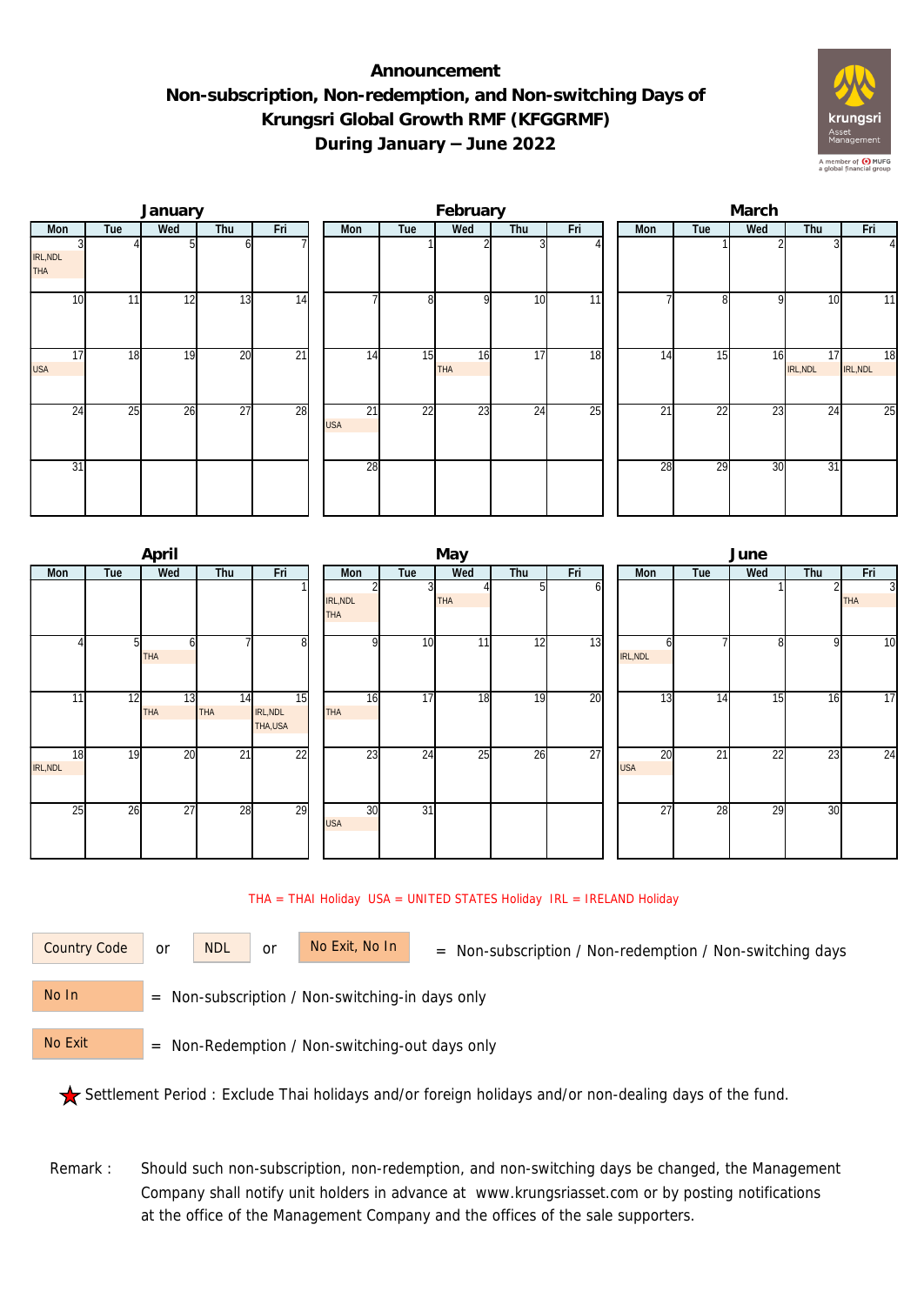# Announcement
## Non-subscription, Non-redemption, and Non-switching Days of Krungsri Global Growth RMF (KFGGRMF) During January – June 2022

### January

| Mon | Tue | Wed | Thu | Fri |
|---|---|---|---|---|
| 3 IRL,NDL THA | 4 | 5 | 6 | 7 |
| 10 | 11 | 12 | 13 | 14 |
| 17 USA | 18 | 19 | 20 | 21 |
| 24 | 25 | 26 | 27 | 28 |
| 31 | | | | |

### February

| Mon | Tue | Wed | Thu | Fri |
|---|---|---|---|---|
| | 1 | 2 | 3 | 4 |
| 7 | 8 | 9 | 10 | 11 |
| 14 | 15 | 16 THA | 17 | 18 |
| 21 USA | 22 | 23 | 24 | 25 |
| 28 | | | | |

### March

| Mon | Tue | Wed | Thu | Fri |
|---|---|---|---|---|
| | 1 | 2 | 3 | 4 |
| 7 | 8 | 9 | 10 | 11 |
| 14 | 15 | 16 | 17 IRL,NDL | 18 IRL,NDL |
| 21 | 22 | 23 | 24 | 25 |
| 28 | 29 | 30 | 31 | |

### April

| Mon | Tue | Wed | Thu | Fri |
|---|---|---|---|---|
| | | | | 1 |
| 4 | 5 | 6 THA | 7 | 8 |
| 11 | 12 | 13 THA | 14 THA | 15 IRL,NDL THA,USA |
| 18 IRL,NDL | 19 | 20 | 21 | 22 |
| 25 | 26 | 27 | 28 | 29 |

### May

| Mon | Tue | Wed | Thu | Fri |
|---|---|---|---|---|
| 2 IRL,NDL THA | 3 | 4 THA | 5 | 6 |
| 9 | 10 | 11 | 12 | 13 |
| 16 THA | 17 | 18 | 19 | 20 |
| 23 | 24 | 25 | 26 | 27 |
| 30 USA | 31 | | | |

### June

| Mon | Tue | Wed | Thu | Fri |
|---|---|---|---|---|
| | | 1 | 2 | 3 THA |
| 6 IRL,NDL | 7 | 8 | 9 | 10 |
| 13 | 14 | 15 | 16 | 17 |
| 20 USA | 21 | 22 | 23 | 24 |
| 27 | 28 | 29 | 30 | |

THA = THAI Holiday USA = UNITED STATES Holiday IRL = IRELAND Holiday

Country Code or NDL or No Exit, No In = Non-subscription / Non-redemption / Non-switching days

No In = Non-subscription / Non-switching-in days only

No Exit = Non-Redemption / Non-switching-out days only

★ Settlement Period : Exclude Thai holidays and/or foreign holidays and/or non-dealing days of the fund.

Remark : Should such non-subscription, non-redemption, and non-switching days be changed, the Management Company shall notify unit holders in advance at www.krungsriasset.com or by posting notifications at the office of the Management Company and the offices of the sale supporters.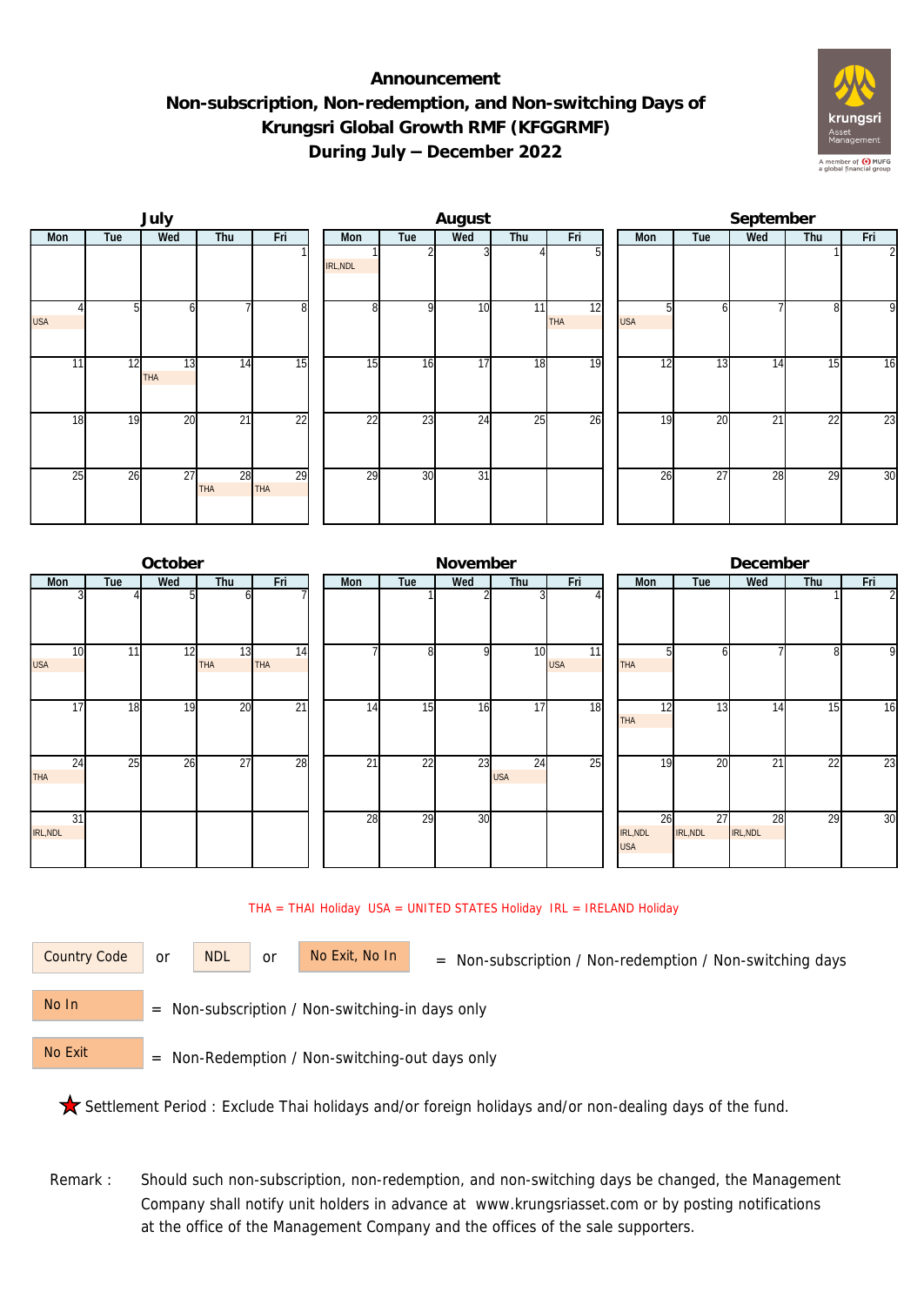# Announcement

## Non-subscription, Non-redemption, and Non-switching Days of Krungsri Global Growth RMF (KFGGRMF) During July – December 2022

### July

| Mon | Tue | Wed | Thu | Fri |
|---|---|---|---|---|
| | | | | 1 |
| 4 USA | 5 | 6 | 7 | 8 |
| 11 | 12 | 13 THA | 14 | 15 |
| 18 | 19 | 20 | 21 | 22 |
| 25 | 26 | 27 | 28 THA | 29 THA |

### August

| Mon | Tue | Wed | Thu | Fri |
|---|---|---|---|---|
| 1 IRL,NDL | 2 | 3 | 4 | 5 |
| 8 | 9 | 10 | 11 | 12 THA |
| 15 | 16 | 17 | 18 | 19 |
| 22 | 23 | 24 | 25 | 26 |
| 29 | 30 | 31 | | |

### September

| Mon | Tue | Wed | Thu | Fri |
|---|---|---|---|---|
| | | | 1 | 2 |
| 5 USA | 6 | 7 | 8 | 9 |
| 12 | 13 | 14 | 15 | 16 |
| 19 | 20 | 21 | 22 | 23 |
| 26 | 27 | 28 | 29 | 30 |

### October

| Mon | Tue | Wed | Thu | Fri |
|---|---|---|---|---|
| 3 | 4 | 5 | 6 | 7 |
| 10 USA | 11 | 12 | 13 THA | 14 THA |
| 17 | 18 | 19 | 20 | 21 |
| 24 THA | 25 | 26 | 27 | 28 |
| 31 IRL,NDL | | | | |

### November

| Mon | Tue | Wed | Thu | Fri |
|---|---|---|---|---|
| | 1 | 2 | 3 | 4 |
| 7 | 8 | 9 | 10 | 11 USA |
| 14 | 15 | 16 | 17 | 18 |
| 21 | 22 | 23 | 24 USA | 25 |
| 28 | 29 | 30 | | |

### December

| Mon | Tue | Wed | Thu | Fri |
|---|---|---|---|---|
| | | | 1 | 2 |
| 5 THA | 6 | 7 | 8 | 9 |
| 12 THA | 13 | 14 | 15 | 16 |
| 19 | 20 | 21 | 22 | 23 |
| 26 IRL,NDL USA | 27 IRL,NDL | 28 IRL,NDL | 29 | 30 |

THA = THAI Holiday USA = UNITED STATES Holiday IRL = IRELAND Holiday

Country Code or NDL or No Exit, No In = Non-subscription / Non-redemption / Non-switching days

No In = Non-subscription / Non-switching-in days only

No Exit = Non-Redemption / Non-switching-out days only

★ Settlement Period : Exclude Thai holidays and/or foreign holidays and/or non-dealing days of the fund.

Remark : Should such non-subscription, non-redemption, and non-switching days be changed, the Management Company shall notify unit holders in advance at www.krungsriasset.com or by posting notifications at the office of the Management Company and the offices of the sale supporters.